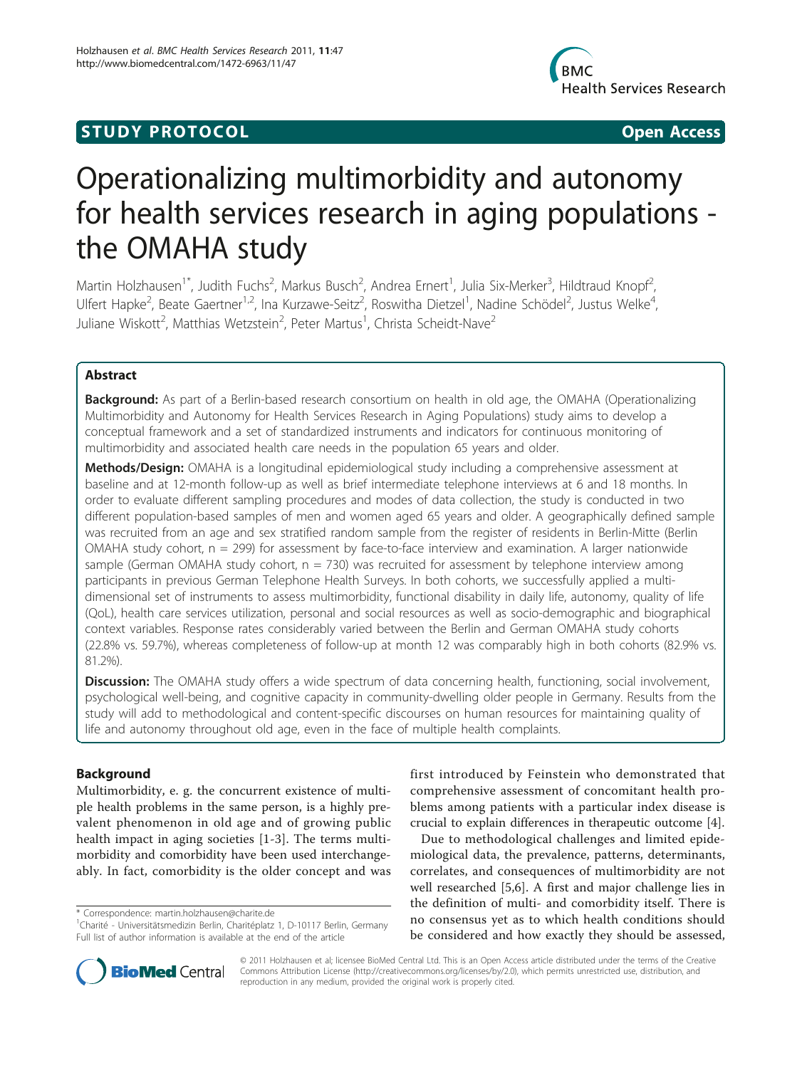STUDY PROTOCOL Open Access

# Operationalizing multimorbidity and autonomy for health services research in aging populations - the OMAHA study

Martin Holzhausen[1*], Judith Fuchs[2], Markus Busch[2], Andrea Ernert[1], Julia Six-Merker[3], Hildtraud Knopf[2], Ulfert Hapke[2], Beate Gaertner[1,2], Ina Kurzawe-Seitz[2], Roswitha Dietzel[1], Nadine Schödel[2], Justus Welke[4], Juliane Wiskott[2], Matthias Wetzstein[2], Peter Martus[1], Christa Scheidt-Nave[2]

## Abstract

**Background:** As part of a Berlin-based research consortium on health in old age, the OMAHA (Operationalizing Multimorbidity and Autonomy for Health Services Research in Aging Populations) study aims to develop a conceptual framework and a set of standardized instruments and indicators for continuous monitoring of multimorbidity and associated health care needs in the population 65 years and older.

**Methods/Design:** OMAHA is a longitudinal epidemiological study including a comprehensive assessment at baseline and at 12-month follow-up as well as brief intermediate telephone interviews at 6 and 18 months. In order to evaluate different sampling procedures and modes of data collection, the study is conducted in two different population-based samples of men and women aged 65 years and older. A geographically defined sample was recruited from an age and sex stratified random sample from the register of residents in Berlin-Mitte (Berlin OMAHA study cohort, n = 299) for assessment by face-to-face interview and examination. A larger nationwide sample (German OMAHA study cohort, n = 730) was recruited for assessment by telephone interview among participants in previous German Telephone Health Surveys. In both cohorts, we successfully applied a multi-dimensional set of instruments to assess multimorbidity, functional disability in daily life, autonomy, quality of life (QoL), health care services utilization, personal and social resources as well as socio-demographic and biographical context variables. Response rates considerably varied between the Berlin and German OMAHA study cohorts (22.8% vs. 59.7%), whereas completeness of follow-up at month 12 was comparably high in both cohorts (82.9% vs. 81.2%).

**Discussion:** The OMAHA study offers a wide spectrum of data concerning health, functioning, social involvement, psychological well-being, and cognitive capacity in community-dwelling older people in Germany. Results from the study will add to methodological and content-specific discourses on human resources for maintaining quality of life and autonomy throughout old age, even in the face of multiple health complaints.

## Background

Multimorbidity, e. g. the concurrent existence of multiple health problems in the same person, is a highly prevalent phenomenon in old age and of growing public health impact in aging societies [1-3]. The terms multimorbidity and comorbidity have been used interchangeably. In fact, comorbidity is the older concept and was first introduced by Feinstein who demonstrated that comprehensive assessment of concomitant health problems among patients with a particular index disease is crucial to explain differences in therapeutic outcome [4].

Due to methodological challenges and limited epidemiological data, the prevalence, patterns, determinants, correlates, and consequences of multimorbidity are not well researched [5,6]. A first and major challenge lies in the definition of multi- and comorbidity itself. There is no consensus yet as to which health conditions should be considered and how exactly they should be assessed,

\* Correspondence: martin.holzhausen@charite.de
[1]Charité - Universitätsmedizin Berlin, Charitéplatz 1, D-10117 Berlin, Germany
Full list of author information is available at the end of the article

© 2011 Holzhausen et al; licensee BioMed Central Ltd. This is an Open Access article distributed under the terms of the Creative Commons Attribution License (http://creativecommons.org/licenses/by/2.0), which permits unrestricted use, distribution, and reproduction in any medium, provided the original work is properly cited.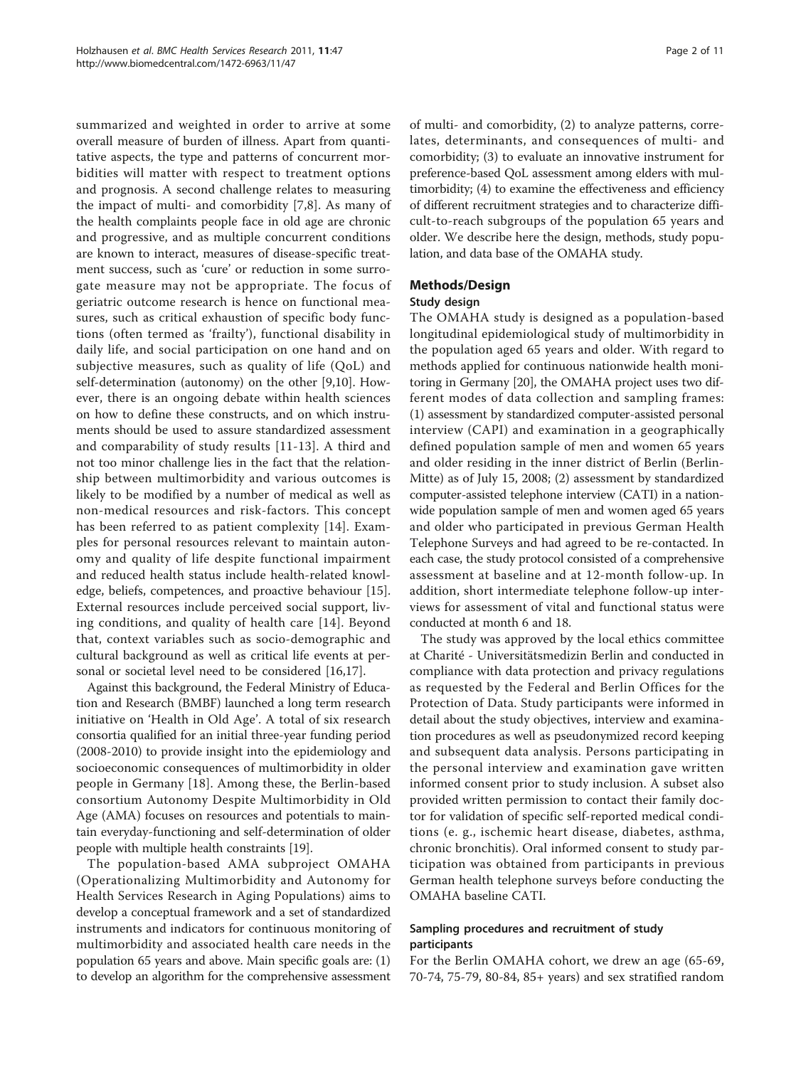summarized and weighted in order to arrive at some overall measure of burden of illness. Apart from quantitative aspects, the type and patterns of concurrent morbidities will matter with respect to treatment options and prognosis. A second challenge relates to measuring the impact of multi- and comorbidity [7,8]. As many of the health complaints people face in old age are chronic and progressive, and as multiple concurrent conditions are known to interact, measures of disease-specific treatment success, such as 'cure' or reduction in some surrogate measure may not be appropriate. The focus of geriatric outcome research is hence on functional measures, such as critical exhaustion of specific body functions (often termed as 'frailty'), functional disability in daily life, and social participation on one hand and on subjective measures, such as quality of life (QoL) and self-determination (autonomy) on the other [9,10]. However, there is an ongoing debate within health sciences on how to define these constructs, and on which instruments should be used to assure standardized assessment and comparability of study results [11-13]. A third and not too minor challenge lies in the fact that the relationship between multimorbidity and various outcomes is likely to be modified by a number of medical as well as non-medical resources and risk-factors. This concept has been referred to as patient complexity [14]. Examples for personal resources relevant to maintain autonomy and quality of life despite functional impairment and reduced health status include health-related knowledge, beliefs, competences, and proactive behaviour [15]. External resources include perceived social support, living conditions, and quality of health care [14]. Beyond that, context variables such as socio-demographic and cultural background as well as critical life events at personal or societal level need to be considered [16,17].

Against this background, the Federal Ministry of Education and Research (BMBF) launched a long term research initiative on 'Health in Old Age'. A total of six research consortia qualified for an initial three-year funding period (2008-2010) to provide insight into the epidemiology and socioeconomic consequences of multimorbidity in older people in Germany [18]. Among these, the Berlin-based consortium Autonomy Despite Multimorbidity in Old Age (AMA) focuses on resources and potentials to maintain everyday-functioning and self-determination of older people with multiple health constraints [19].

The population-based AMA subproject OMAHA (Operationalizing Multimorbidity and Autonomy for Health Services Research in Aging Populations) aims to develop a conceptual framework and a set of standardized instruments and indicators for continuous monitoring of multimorbidity and associated health care needs in the population 65 years and above. Main specific goals are: (1) to develop an algorithm for the comprehensive assessment of multi- and comorbidity, (2) to analyze patterns, correlates, determinants, and consequences of multi- and comorbidity; (3) to evaluate an innovative instrument for preference-based QoL assessment among elders with multimorbidity; (4) to examine the effectiveness and efficiency of different recruitment strategies and to characterize difficult-to-reach subgroups of the population 65 years and older. We describe here the design, methods, study population, and data base of the OMAHA study.

## Methods/Design

### Study design

The OMAHA study is designed as a population-based longitudinal epidemiological study of multimorbidity in the population aged 65 years and older. With regard to methods applied for continuous nationwide health monitoring in Germany [20], the OMAHA project uses two different modes of data collection and sampling frames: (1) assessment by standardized computer-assisted personal interview (CAPI) and examination in a geographically defined population sample of men and women 65 years and older residing in the inner district of Berlin (Berlin-Mitte) as of July 15, 2008; (2) assessment by standardized computer-assisted telephone interview (CATI) in a nationwide population sample of men and women aged 65 years and older who participated in previous German Health Telephone Surveys and had agreed to be re-contacted. In each case, the study protocol consisted of a comprehensive assessment at baseline and at 12-month follow-up. In addition, short intermediate telephone follow-up interviews for assessment of vital and functional status were conducted at month 6 and 18.

The study was approved by the local ethics committee at Charité - Universitätsmedizin Berlin and conducted in compliance with data protection and privacy regulations as requested by the Federal and Berlin Offices for the Protection of Data. Study participants were informed in detail about the study objectives, interview and examination procedures as well as pseudonymized record keeping and subsequent data analysis. Persons participating in the personal interview and examination gave written informed consent prior to study inclusion. A subset also provided written permission to contact their family doctor for validation of specific self-reported medical conditions (e. g., ischemic heart disease, diabetes, asthma, chronic bronchitis). Oral informed consent to study participation was obtained from participants in previous German health telephone surveys before conducting the OMAHA baseline CATI.

### Sampling procedures and recruitment of study participants

For the Berlin OMAHA cohort, we drew an age (65-69, 70-74, 75-79, 80-84, 85+ years) and sex stratified random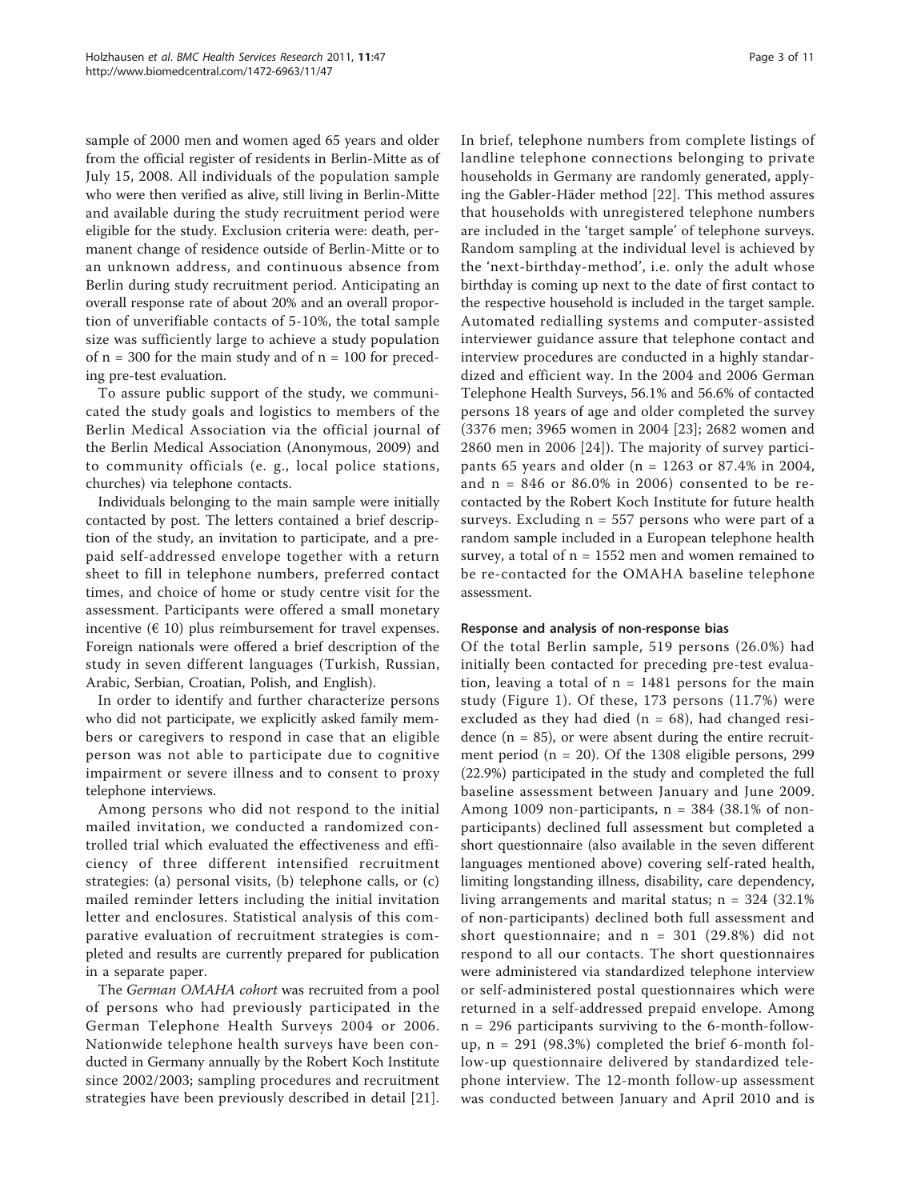sample of 2000 men and women aged 65 years and older from the official register of residents in Berlin-Mitte as of July 15, 2008. All individuals of the population sample who were then verified as alive, still living in Berlin-Mitte and available during the study recruitment period were eligible for the study. Exclusion criteria were: death, permanent change of residence outside of Berlin-Mitte or to an unknown address, and continuous absence from Berlin during study recruitment period. Anticipating an overall response rate of about 20% and an overall proportion of unverifiable contacts of 5-10%, the total sample size was sufficiently large to achieve a study population of n = 300 for the main study and of n = 100 for preceding pre-test evaluation.

To assure public support of the study, we communicated the study goals and logistics to members of the Berlin Medical Association via the official journal of the Berlin Medical Association (Anonymous, 2009) and to community officials (e. g., local police stations, churches) via telephone contacts.

Individuals belonging to the main sample were initially contacted by post. The letters contained a brief description of the study, an invitation to participate, and a prepaid self-addressed envelope together with a return sheet to fill in telephone numbers, preferred contact times, and choice of home or study centre visit for the assessment. Participants were offered a small monetary incentive (€ 10) plus reimbursement for travel expenses. Foreign nationals were offered a brief description of the study in seven different languages (Turkish, Russian, Arabic, Serbian, Croatian, Polish, and English).

In order to identify and further characterize persons who did not participate, we explicitly asked family members or caregivers to respond in case that an eligible person was not able to participate due to cognitive impairment or severe illness and to consent to proxy telephone interviews.

Among persons who did not respond to the initial mailed invitation, we conducted a randomized controlled trial which evaluated the effectiveness and efficiency of three different intensified recruitment strategies: (a) personal visits, (b) telephone calls, or (c) mailed reminder letters including the initial invitation letter and enclosures. Statistical analysis of this comparative evaluation of recruitment strategies is completed and results are currently prepared for publication in a separate paper.

The *German OMAHA cohort* was recruited from a pool of persons who had previously participated in the German Telephone Health Surveys 2004 or 2006. Nationwide telephone health surveys have been conducted in Germany annually by the Robert Koch Institute since 2002/2003; sampling procedures and recruitment strategies have been previously described in detail [21]. In brief, telephone numbers from complete listings of landline telephone connections belonging to private households in Germany are randomly generated, applying the Gabler-Häder method [22]. This method assures that households with unregistered telephone numbers are included in the 'target sample' of telephone surveys. Random sampling at the individual level is achieved by the 'next-birthday-method', i.e. only the adult whose birthday is coming up next to the date of first contact to the respective household is included in the target sample. Automated redialling systems and computer-assisted interviewer guidance assure that telephone contact and interview procedures are conducted in a highly standardized and efficient way. In the 2004 and 2006 German Telephone Health Surveys, 56.1% and 56.6% of contacted persons 18 years of age and older completed the survey (3376 men; 3965 women in 2004 [23]; 2682 women and 2860 men in 2006 [24]). The majority of survey participants 65 years and older (n = 1263 or 87.4% in 2004, and n = 846 or 86.0% in 2006) consented to be re-contacted by the Robert Koch Institute for future health surveys. Excluding n = 557 persons who were part of a random sample included in a European telephone health survey, a total of n = 1552 men and women remained to be re-contacted for the OMAHA baseline telephone assessment.

### Response and analysis of non-response bias

Of the total Berlin sample, 519 persons (26.0%) had initially been contacted for preceding pre-test evaluation, leaving a total of n = 1481 persons for the main study (Figure 1). Of these, 173 persons (11.7%) were excluded as they had died (n = 68), had changed residence (n = 85), or were absent during the entire recruitment period (n = 20). Of the 1308 eligible persons, 299 (22.9%) participated in the study and completed the full baseline assessment between January and June 2009. Among 1009 non-participants, n = 384 (38.1% of non-participants) declined full assessment but completed a short questionnaire (also available in the seven different languages mentioned above) covering self-rated health, limiting longstanding illness, disability, care dependency, living arrangements and marital status; n = 324 (32.1% of non-participants) declined both full assessment and short questionnaire; and n = 301 (29.8%) did not respond to all our contacts. The short questionnaires were administered via standardized telephone interview or self-administered postal questionnaires which were returned in a self-addressed prepaid envelope. Among n = 296 participants surviving to the 6-month-follow-up, n = 291 (98.3%) completed the brief 6-month follow-up questionnaire delivered by standardized telephone interview. The 12-month follow-up assessment was conducted between January and April 2010 and is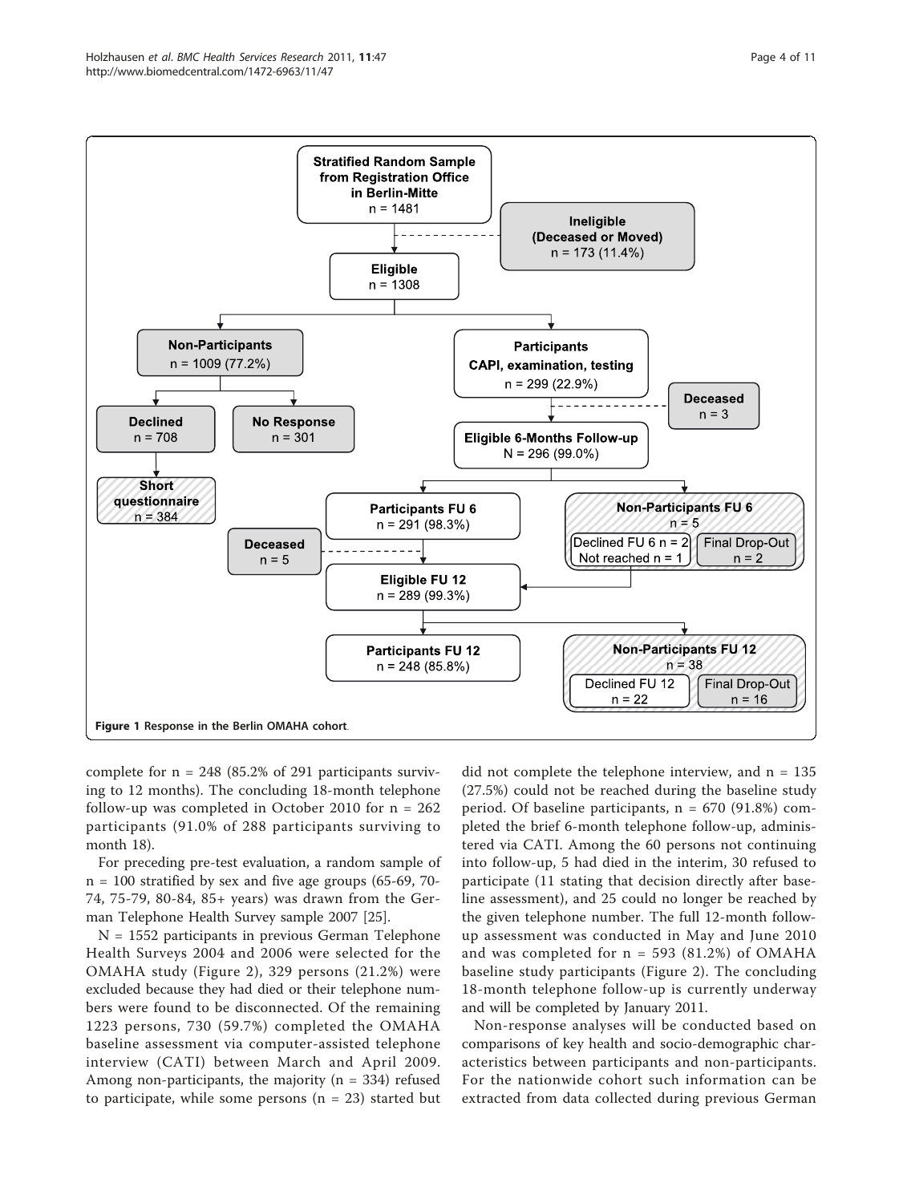**Figure 1 Response in the Berlin OMAHA cohort.**

complete for n = 248 (85.2% of 291 participants surviving to 12 months). The concluding 18-month telephone follow-up was completed in October 2010 for n = 262 participants (91.0% of 288 participants surviving to month 18).

For preceding pre-test evaluation, a random sample of n = 100 stratified by sex and five age groups (65-69, 70-74, 75-79, 80-84, 85+ years) was drawn from the German Telephone Health Survey sample 2007 [25].

N = 1552 participants in previous German Telephone Health Surveys 2004 and 2006 were selected for the OMAHA study (Figure 2), 329 persons (21.2%) were excluded because they had died or their telephone numbers were found to be disconnected. Of the remaining 1223 persons, 730 (59.7%) completed the OMAHA baseline assessment via computer-assisted telephone interview (CATI) between March and April 2009. Among non-participants, the majority (n = 334) refused to participate, while some persons (n = 23) started but did not complete the telephone interview, and n = 135 (27.5%) could not be reached during the baseline study period. Of baseline participants, n = 670 (91.8%) completed the brief 6-month telephone follow-up, administered via CATI. Among the 60 persons not continuing into follow-up, 5 had died in the interim, 30 refused to participate (11 stating that decision directly after baseline assessment), and 25 could no longer be reached by the given telephone number. The full 12-month follow-up assessment was conducted in May and June 2010 and was completed for n = 593 (81.2%) of OMAHA baseline study participants (Figure 2). The concluding 18-month telephone follow-up is currently underway and will be completed by January 2011.

Non-response analyses will be conducted based on comparisons of key health and socio-demographic characteristics between participants and non-participants. For the nationwide cohort such information can be extracted from data collected during previous German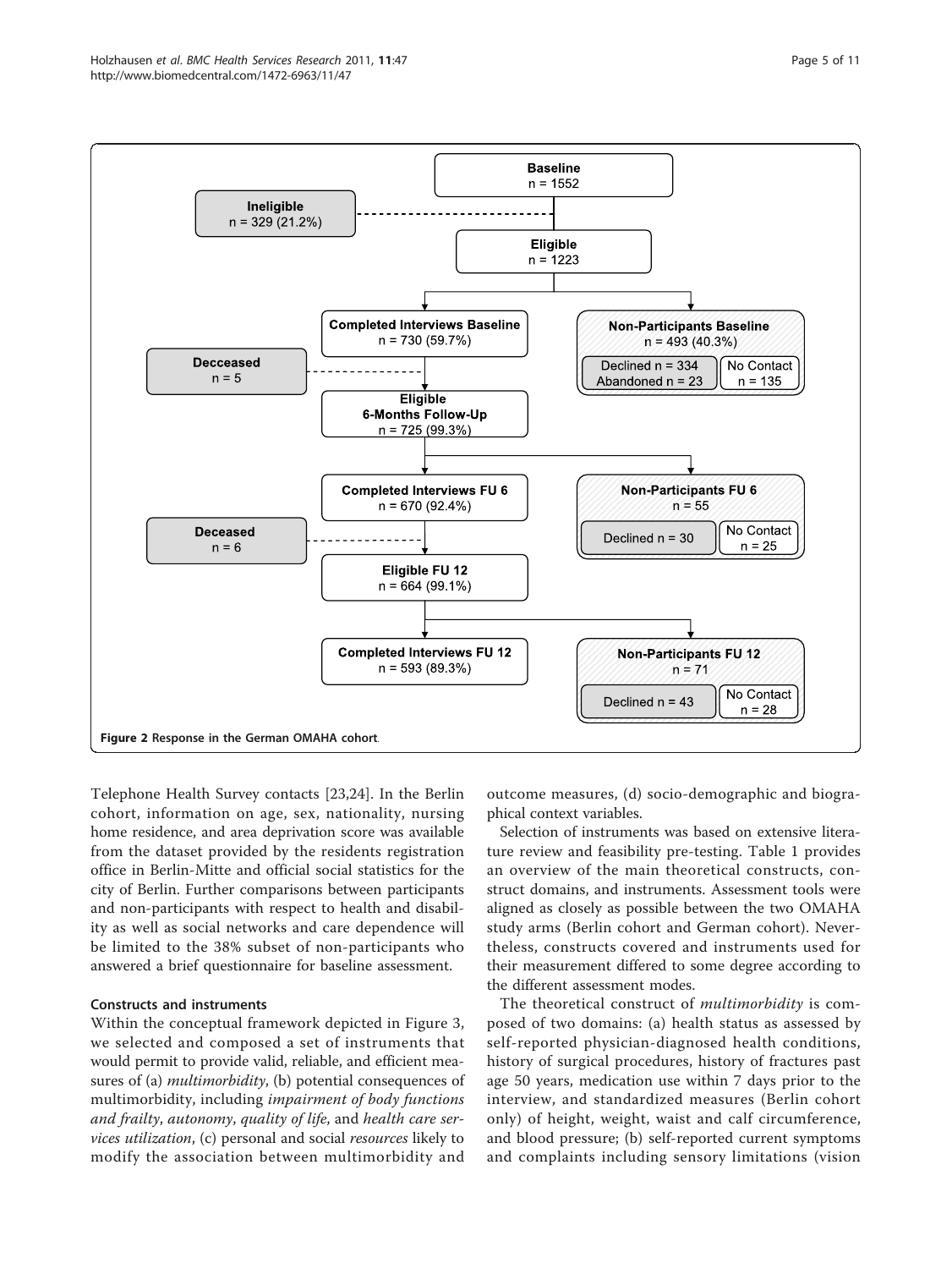**Figure 2 Response in the German OMAHA cohort.**

Baseline n = 1552

Ineligible n = 329 (21.2%)

Eligible n = 1223

Completed Interviews Baseline n = 730 (59.7%)

Non-Participants Baseline n = 493 (40.3%)

Declined n = 334
Abandoned n = 23

No Contact n = 135

Decceased n = 5

Eligible 6-Months Follow-Up n = 725 (99.3%)

Completed Interviews FU 6 n = 670 (92.4%)

Non-Participants FU 6 n = 55

Declined n = 30

No Contact n = 25

Deceased n = 6

Eligible FU 12 n = 664 (99.1%)

Completed Interviews FU 12 n = 593 (89.3%)

Non-Participants FU 12 n = 71

Declined n = 43

No Contact n = 28

Telephone Health Survey contacts [23,24]. In the Berlin cohort, information on age, sex, nationality, nursing home residence, and area deprivation score was available from the dataset provided by the residents registration office in Berlin-Mitte and official social statistics for the city of Berlin. Further comparisons between participants and non-participants with respect to health and disability as well as social networks and care dependence will be limited to the 38% subset of non-participants who answered a brief questionnaire for baseline assessment.

### Constructs and instruments

Within the conceptual framework depicted in Figure 3, we selected and composed a set of instruments that would permit to provide valid, reliable, and efficient measures of (a) *multimorbidity*, (b) potential consequences of multimorbidity, including *impairment of body functions and frailty*, *autonomy*, *quality of life*, and *health care services utilization*, (c) personal and social *resources* likely to modify the association between multimorbidity and outcome measures, (d) socio-demographic and biographical context variables.

Selection of instruments was based on extensive literature review and feasibility pre-testing. Table 1 provides an overview of the main theoretical constructs, construct domains, and instruments. Assessment tools were aligned as closely as possible between the two OMAHA study arms (Berlin cohort and German cohort). Nevertheless, constructs covered and instruments used for their measurement differed to some degree according to the different assessment modes.

The theoretical construct of *multimorbidity* is composed of two domains: (a) health status as assessed by self-reported physician-diagnosed health conditions, history of surgical procedures, history of fractures past age 50 years, medication use within 7 days prior to the interview, and standardized measures (Berlin cohort only) of height, weight, waist and calf circumference, and blood pressure; (b) self-reported current symptoms and complaints including sensory limitations (vision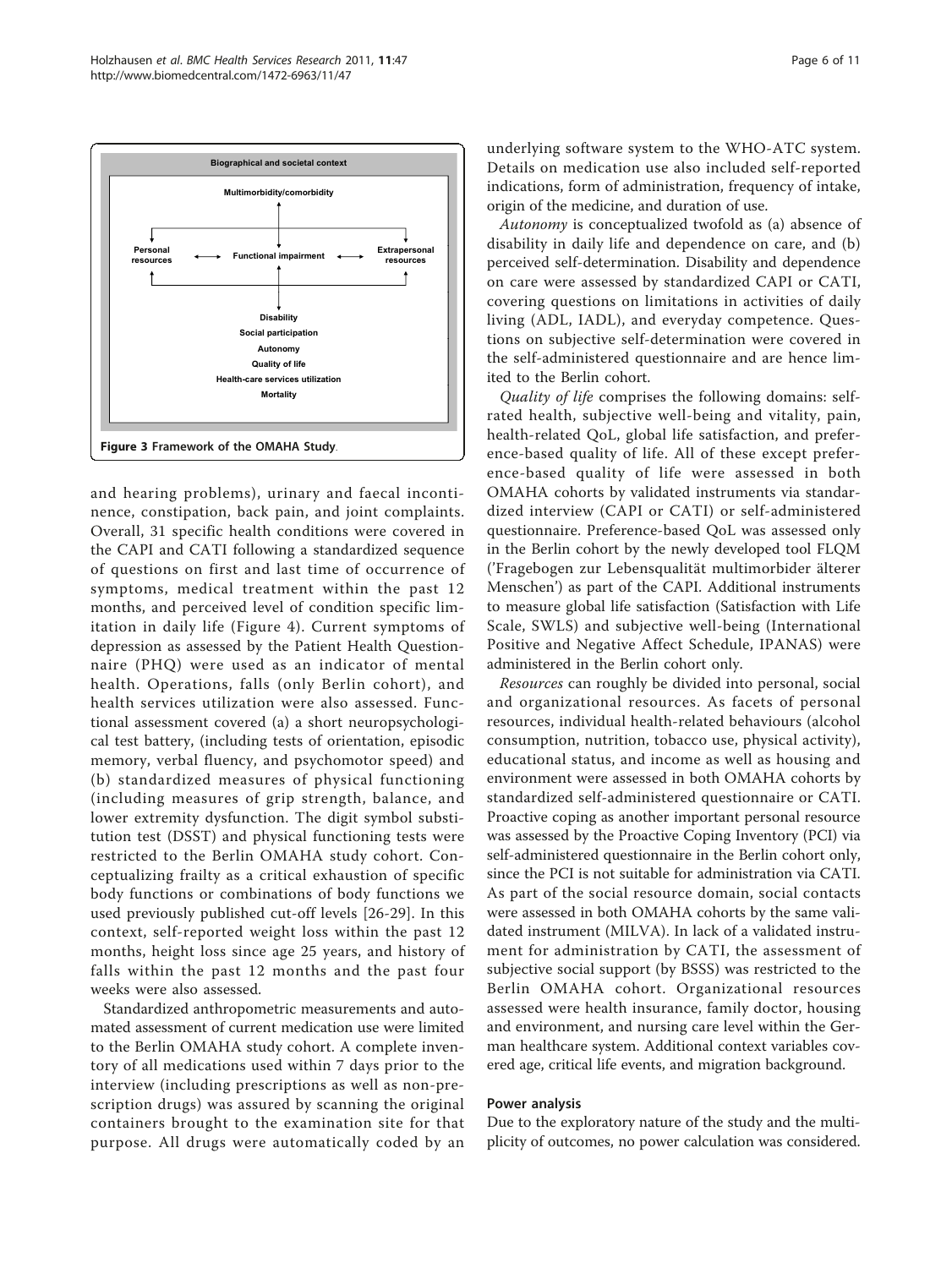Biographical and societal context

Multimorbidity/comorbidity

Personal resources ⟷ Functional impairment ⟷ Extrapersonal resources

Disability
Social participation
Autonomy
Quality of life
Health-care services utilization
Mortality

**Figure 3 Framework of the OMAHA Study**.

and hearing problems), urinary and faecal incontinence, constipation, back pain, and joint complaints. Overall, 31 specific health conditions were covered in the CAPI and CATI following a standardized sequence of questions on first and last time of occurrence of symptoms, medical treatment within the past 12 months, and perceived level of condition specific limitation in daily life (Figure 4). Current symptoms of depression as assessed by the Patient Health Questionnaire (PHQ) were used as an indicator of mental health. Operations, falls (only Berlin cohort), and health services utilization were also assessed. Functional assessment covered (a) a short neuropsychological test battery, (including tests of orientation, episodic memory, verbal fluency, and psychomotor speed) and (b) standardized measures of physical functioning (including measures of grip strength, balance, and lower extremity dysfunction. The digit symbol substitution test (DSST) and physical functioning tests were restricted to the Berlin OMAHA study cohort. Conceptualizing frailty as a critical exhaustion of specific body functions or combinations of body functions we used previously published cut-off levels [26-29]. In this context, self-reported weight loss within the past 12 months, height loss since age 25 years, and history of falls within the past 12 months and the past four weeks were also assessed.

Standardized anthropometric measurements and automated assessment of current medication use were limited to the Berlin OMAHA study cohort. A complete inventory of all medications used within 7 days prior to the interview (including prescriptions as well as non-prescription drugs) was assured by scanning the original containers brought to the examination site for that purpose. All drugs were automatically coded by an underlying software system to the WHO-ATC system. Details on medication use also included self-reported indications, form of administration, frequency of intake, origin of the medicine, and duration of use.

*Autonomy* is conceptualized twofold as (a) absence of disability in daily life and dependence on care, and (b) perceived self-determination. Disability and dependence on care were assessed by standardized CAPI or CATI, covering questions on limitations in activities of daily living (ADL, IADL), and everyday competence. Questions on subjective self-determination were covered in the self-administered questionnaire and are hence limited to the Berlin cohort.

*Quality of life* comprises the following domains: self-rated health, subjective well-being and vitality, pain, health-related QoL, global life satisfaction, and preference-based quality of life. All of these except preference-based quality of life were assessed in both OMAHA cohorts by validated instruments via standardized interview (CAPI or CATI) or self-administered questionnaire. Preference-based QoL was assessed only in the Berlin cohort by the newly developed tool FLQM ('Fragebogen zur Lebensqualität multimorbider älterer Menschen') as part of the CAPI. Additional instruments to measure global life satisfaction (Satisfaction with Life Scale, SWLS) and subjective well-being (International Positive and Negative Affect Schedule, IPANAS) were administered in the Berlin cohort only.

*Resources* can roughly be divided into personal, social and organizational resources. As facets of personal resources, individual health-related behaviours (alcohol consumption, nutrition, tobacco use, physical activity), educational status, and income as well as housing and environment were assessed in both OMAHA cohorts by standardized self-administered questionnaire or CATI. Proactive coping as another important personal resource was assessed by the Proactive Coping Inventory (PCI) via self-administered questionnaire in the Berlin cohort only, since the PCI is not suitable for administration via CATI. As part of the social resource domain, social contacts were assessed in both OMAHA cohorts by the same validated instrument (MILVA). In lack of a validated instrument for administration by CATI, the assessment of subjective social support (by BSSS) was restricted to the Berlin OMAHA cohort. Organizational resources assessed were health insurance, family doctor, housing and environment, and nursing care level within the German healthcare system. Additional context variables covered age, critical life events, and migration background.

#### Power analysis

Due to the exploratory nature of the study and the multiplicity of outcomes, no power calculation was considered.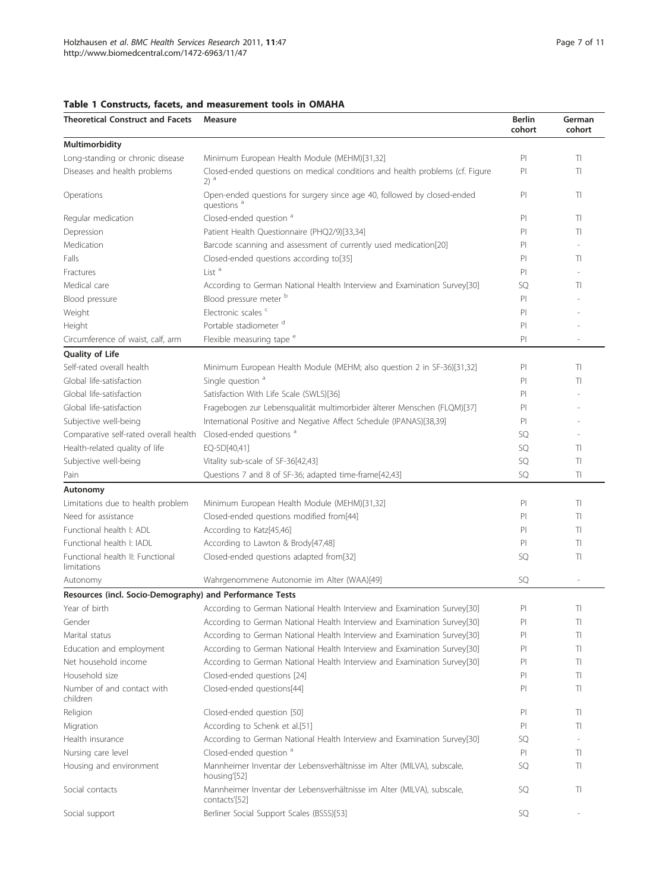**Table 1 Constructs, facets, and measurement tools in OMAHA**

| Theoretical Construct and Facets | Measure | Berlin cohort | German cohort |
|---|---|---|---|
| **Multimorbidity** | | | |
| Long-standing or chronic disease | Minimum European Health Module (MEHM)[31,32] | PI | TI |
| Diseases and health problems | Closed-ended questions on medical conditions and health problems (cf. Figure 2) [a] | PI | TI |
| Operations | Open-ended questions for surgery since age 40, followed by closed-ended questions [a] | PI | TI |
| Regular medication | Closed-ended question [a] | PI | TI |
| Depression | Patient Health Questionnaire (PHQ2/9)[33,34] | PI | TI |
| Medication | Barcode scanning and assessment of currently used medication[20] | PI | - |
| Falls | Closed-ended questions according to[35] | PI | TI |
| Fractures | List [a] | PI | - |
| Medical care | According to German National Health Interview and Examination Survey[30] | SQ | TI |
| Blood pressure | Blood pressure meter [b] | PI | - |
| Weight | Electronic scales [c] | PI | - |
| Height | Portable stadiometer [d] | PI | - |
| Circumference of waist, calf, arm | Flexible measuring tape [e] | PI | - |
| **Quality of Life** | | | |
| Self-rated overall health | Minimum European Health Module (MEHM; also question 2 in SF-36)[31,32] | PI | TI |
| Global life-satisfaction | Single question [a] | PI | TI |
| Global life-satisfaction | Satisfaction With Life Scale (SWLS)[36] | PI | - |
| Global life-satisfaction | Fragebogen zur Lebensqualität multimorbider älterer Menschen (FLQM)[37] | PI | - |
| Subjective well-being | International Positive and Negative Affect Schedule (IPANAS)[38,39] | PI | - |
| Comparative self-rated overall health | Closed-ended questions [a] | SQ | - |
| Health-related quality of life | EQ-5D[40,41] | SQ | TI |
| Subjective well-being | Vitality sub-scale of SF-36[42,43] | SQ | TI |
| Pain | Questions 7 and 8 of SF-36; adapted time-frame[42,43] | SQ | TI |
| **Autonomy** | | | |
| Limitations due to health problem | Minimum European Health Module (MEHM)[31,32] | PI | TI |
| Need for assistance | Closed-ended questions modified from[44] | PI | TI |
| Functional health I: ADL | According to Katz[45,46] | PI | TI |
| Functional health I: IADL | According to Lawton & Brody[47,48] | PI | TI |
| Functional health II: Functional limitations | Closed-ended questions adapted from[32] | SQ | TI |
| Autonomy | Wahrgenommene Autonomie im Alter (WAA)[49] | SQ | - |
| **Resources (incl. Socio-Demography) and Performance Tests** | | | |
| Year of birth | According to German National Health Interview and Examination Survey[30] | PI | TI |
| Gender | According to German National Health Interview and Examination Survey[30] | PI | TI |
| Marital status | According to German National Health Interview and Examination Survey[30] | PI | TI |
| Education and employment | According to German National Health Interview and Examination Survey[30] | PI | TI |
| Net household income | According to German National Health Interview and Examination Survey[30] | PI | TI |
| Household size | Closed-ended questions [24] | PI | TI |
| Number of and contact with children | Closed-ended questions[44] | PI | TI |
| Religion | Closed-ended question [50] | PI | TI |
| Migration | According to Schenk et al.[51] | PI | TI |
| Health insurance | According to German National Health Interview and Examination Survey[30] | SQ | - |
| Nursing care level | Closed-ended question [a] | PI | TI |
| Housing and environment | Mannheimer Inventar der Lebensverhältnisse im Alter (MILVA), subscale, housing'[52] | SQ | TI |
| Social contacts | Mannheimer Inventar der Lebensverhältnisse im Alter (MILVA), subscale, contacts'[52] | SQ | TI |
| Social support | Berliner Social Support Scales (BSSS)[53] | SQ | - |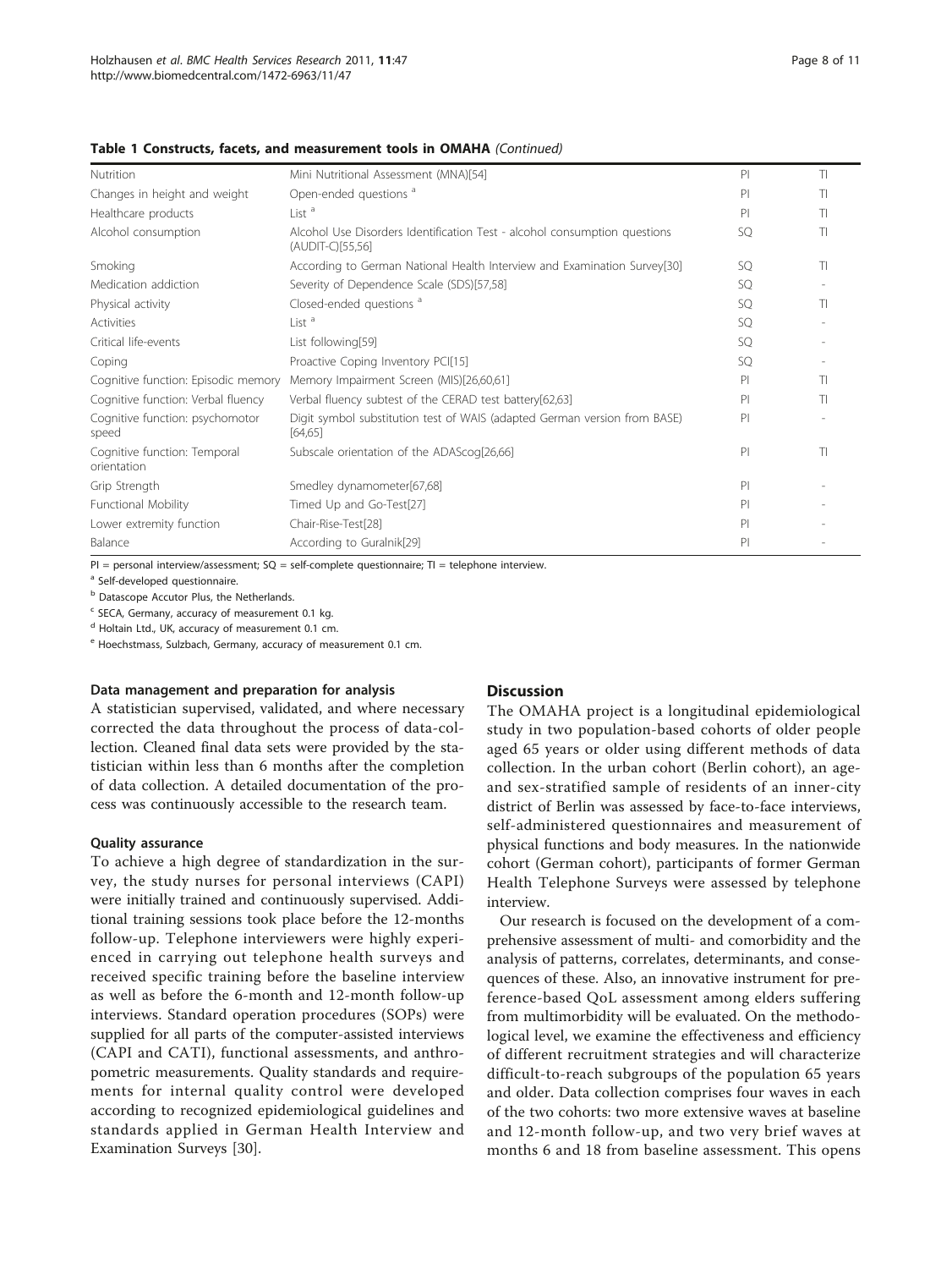**Table 1 Constructs, facets, and measurement tools in OMAHA** *(Continued)*

| | | | |
|---|---|---|---|
| Nutrition | Mini Nutritional Assessment (MNA)[54] | PI | TI |
| Changes in height and weight | Open-ended questions [a] | PI | TI |
| Healthcare products | List [a] | PI | TI |
| Alcohol consumption | Alcohol Use Disorders Identification Test - alcohol consumption questions (AUDIT-C)[55,56] | SQ | TI |
| Smoking | According to German National Health Interview and Examination Survey[30] | SQ | TI |
| Medication addiction | Severity of Dependence Scale (SDS)[57,58] | SQ | - |
| Physical activity | Closed-ended questions [a] | SQ | TI |
| Activities | List [a] | SQ | - |
| Critical life-events | List following[59] | SQ | - |
| Coping | Proactive Coping Inventory PCI[15] | SQ | - |
| Cognitive function: Episodic memory | Memory Impairment Screen (MIS)[26,60,61] | PI | TI |
| Cognitive function: Verbal fluency | Verbal fluency subtest of the CERAD test battery[62,63] | PI | TI |
| Cognitive function: psychomotor speed | Digit symbol substitution test of WAIS (adapted German version from BASE) [64,65] | PI | - |
| Cognitive function: Temporal orientation | Subscale orientation of the ADAScog[26,66] | PI | TI |
| Grip Strength | Smedley dynamometer[67,68] | PI | - |
| Functional Mobility | Timed Up and Go-Test[27] | PI | - |
| Lower extremity function | Chair-Rise-Test[28] | PI | - |
| Balance | According to Guralnik[29] | PI | - |

PI = personal interview/assessment; SQ = self-complete questionnaire; TI = telephone interview.

[a] Self-developed questionnaire.

[b] Datascope Accutor Plus, the Netherlands.

[c] SECA, Germany, accuracy of measurement 0.1 kg.

[d] Holtain Ltd., UK, accuracy of measurement 0.1 cm.

[e] Hoechstmass, Sulzbach, Germany, accuracy of measurement 0.1 cm.

### Data management and preparation for analysis

A statistician supervised, validated, and where necessary corrected the data throughout the process of data-collection. Cleaned final data sets were provided by the statistician within less than 6 months after the completion of data collection. A detailed documentation of the process was continuously accessible to the research team.

### Quality assurance

To achieve a high degree of standardization in the survey, the study nurses for personal interviews (CAPI) were initially trained and continuously supervised. Additional training sessions took place before the 12-months follow-up. Telephone interviewers were highly experienced in carrying out telephone health surveys and received specific training before the baseline interview as well as before the 6-month and 12-month follow-up interviews. Standard operation procedures (SOPs) were supplied for all parts of the computer-assisted interviews (CAPI and CATI), functional assessments, and anthropometric measurements. Quality standards and requirements for internal quality control were developed according to recognized epidemiological guidelines and standards applied in German Health Interview and Examination Surveys [30].

## Discussion

The OMAHA project is a longitudinal epidemiological study in two population-based cohorts of older people aged 65 years or older using different methods of data collection. In the urban cohort (Berlin cohort), an age- and sex-stratified sample of residents of an inner-city district of Berlin was assessed by face-to-face interviews, self-administered questionnaires and measurement of physical functions and body measures. In the nationwide cohort (German cohort), participants of former German Health Telephone Surveys were assessed by telephone interview.

Our research is focused on the development of a comprehensive assessment of multi- and comorbidity and the analysis of patterns, correlates, determinants, and consequences of these. Also, an innovative instrument for preference-based QoL assessment among elders suffering from multimorbidity will be evaluated. On the methodological level, we examine the effectiveness and efficiency of different recruitment strategies and will characterize difficult-to-reach subgroups of the population 65 years and older. Data collection comprises four waves in each of the two cohorts: two more extensive waves at baseline and 12-month follow-up, and two very brief waves at months 6 and 18 from baseline assessment. This opens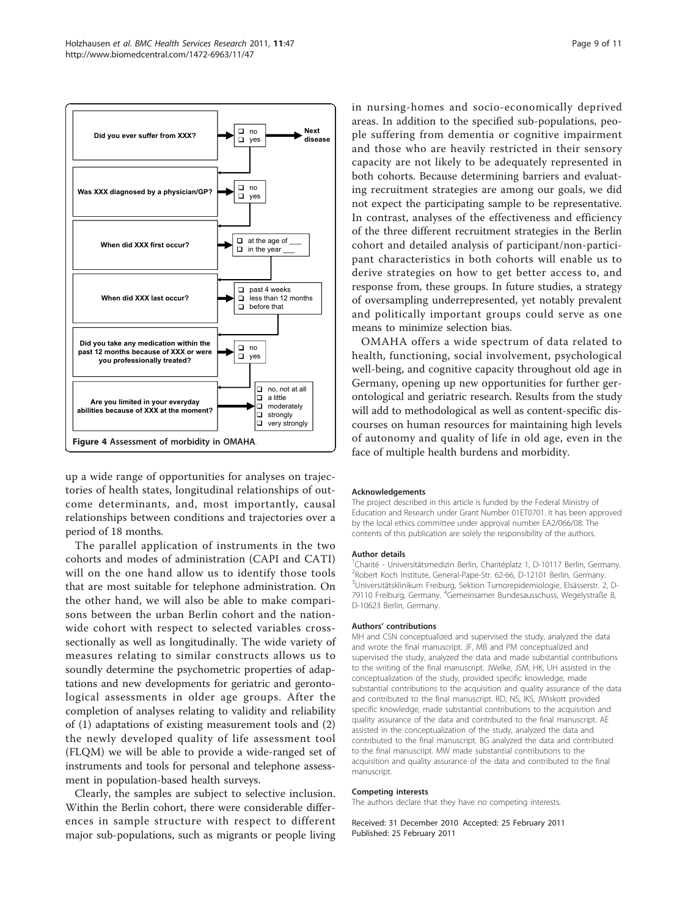Did you ever suffer from XXX?

no
yes

Next disease

Was XXX diagnosed by a physician/GP?

no
yes

When did XXX first occur?

at the age of ___
in the year ___

When did XXX last occur?

past 4 weeks
less than 12 months
before that

Did you take any medication within the past 12 months because of XXX or were you professionally treated?

no
yes

Are you limited in your everyday abilities because of XXX at the moment?

no, not at all
a little
moderately
strongly
very strongly

**Figure 4** Assessment of morbidity in OMAHA.

up a wide range of opportunities for analyses on trajectories of health states, longitudinal relationships of outcome determinants, and, most importantly, causal relationships between conditions and trajectories over a period of 18 months.

The parallel application of instruments in the two cohorts and modes of administration (CAPI and CATI) will on the one hand allow us to identify those tools that are most suitable for telephone administration. On the other hand, we will also be able to make comparisons between the urban Berlin cohort and the nationwide cohort with respect to selected variables cross-sectionally as well as longitudinally. The wide variety of measures relating to similar constructs allows us to soundly determine the psychometric properties of adaptations and new developments for geriatric and gerontological assessments in older age groups. After the completion of analyses relating to validity and reliability of (1) adaptations of existing measurement tools and (2) the newly developed quality of life assessment tool (FLQM) we will be able to provide a wide-ranged set of instruments and tools for personal and telephone assessment in population-based health surveys.

Clearly, the samples are subject to selective inclusion. Within the Berlin cohort, there were considerable differences in sample structure with respect to different major sub-populations, such as migrants or people living in nursing-homes and socio-economically deprived areas. In addition to the specified sub-populations, people suffering from dementia or cognitive impairment and those who are heavily restricted in their sensory capacity are not likely to be adequately represented in both cohorts. Because determining barriers and evaluating recruitment strategies are among our goals, we did not expect the participating sample to be representative. In contrast, analyses of the effectiveness and efficiency of the three different recruitment strategies in the Berlin cohort and detailed analysis of participant/non-participant characteristics in both cohorts will enable us to derive strategies on how to get better access to, and response from, these groups. In future studies, a strategy of oversampling underrepresented, yet notably prevalent and politically important groups could serve as one means to minimize selection bias.

OMAHA offers a wide spectrum of data related to health, functioning, social involvement, psychological well-being, and cognitive capacity throughout old age in Germany, opening up new opportunities for further gerontological and geriatric research. Results from the study will add to methodological as well as content-specific discourses on human resources for maintaining high levels of autonomy and quality of life in old age, even in the face of multiple health burdens and morbidity.

#### Acknowledgements

The project described in this article is funded by the Federal Ministry of Education and Research under Grant Number 01ET0701. It has been approved by the local ethics committee under approval number EA2/066/08. The contents of this publication are solely the responsibility of the authors.

#### Author details

[1]Charité - Universitätsmedizin Berlin, Charitéplatz 1, D-10117 Berlin, Germany. [2]Robert Koch Institute, General-Pape-Str. 62-66, D-12101 Berlin, Germany. [3]Universitätsklinikum Freiburg, Sektion Tumorepidemiologie, Elsässerstr. 2, D-79110 Freiburg, Germany. [4]Gemeinsamer Bundesausschuss, Wegelystraße 8, D-10623 Berlin, Germany.

#### Authors' contributions

MH and CSN conceptualized and supervised the study, analyzed the data and wrote the final manuscript. JF, MB and PM conceptualized and supervised the study, analyzed the data and made substantial contributions to the writing of the final manuscript. JWelke, JSM, HK, UH assisted in the conceptualization of the study, provided specific knowledge, made substantial contributions to the acquisition and quality assurance of the data and contributed to the final manuscript. RD, NS, IKS, JWiskott provided specific knowledge, made substantial contributions to the acquisition and quality assurance of the data and contributed to the final manuscript. AE assisted in the conceptualization of the study, analyzed the data and contributed to the final manuscript. BG analyzed the data and contributed to the final manuscript. MW made substantial contributions to the acquisition and quality assurance of the data and contributed to the final manuscript.

#### Competing interests

The authors declare that they have no competing interests.

Received: 31 December 2010 Accepted: 25 February 2011
Published: 25 February 2011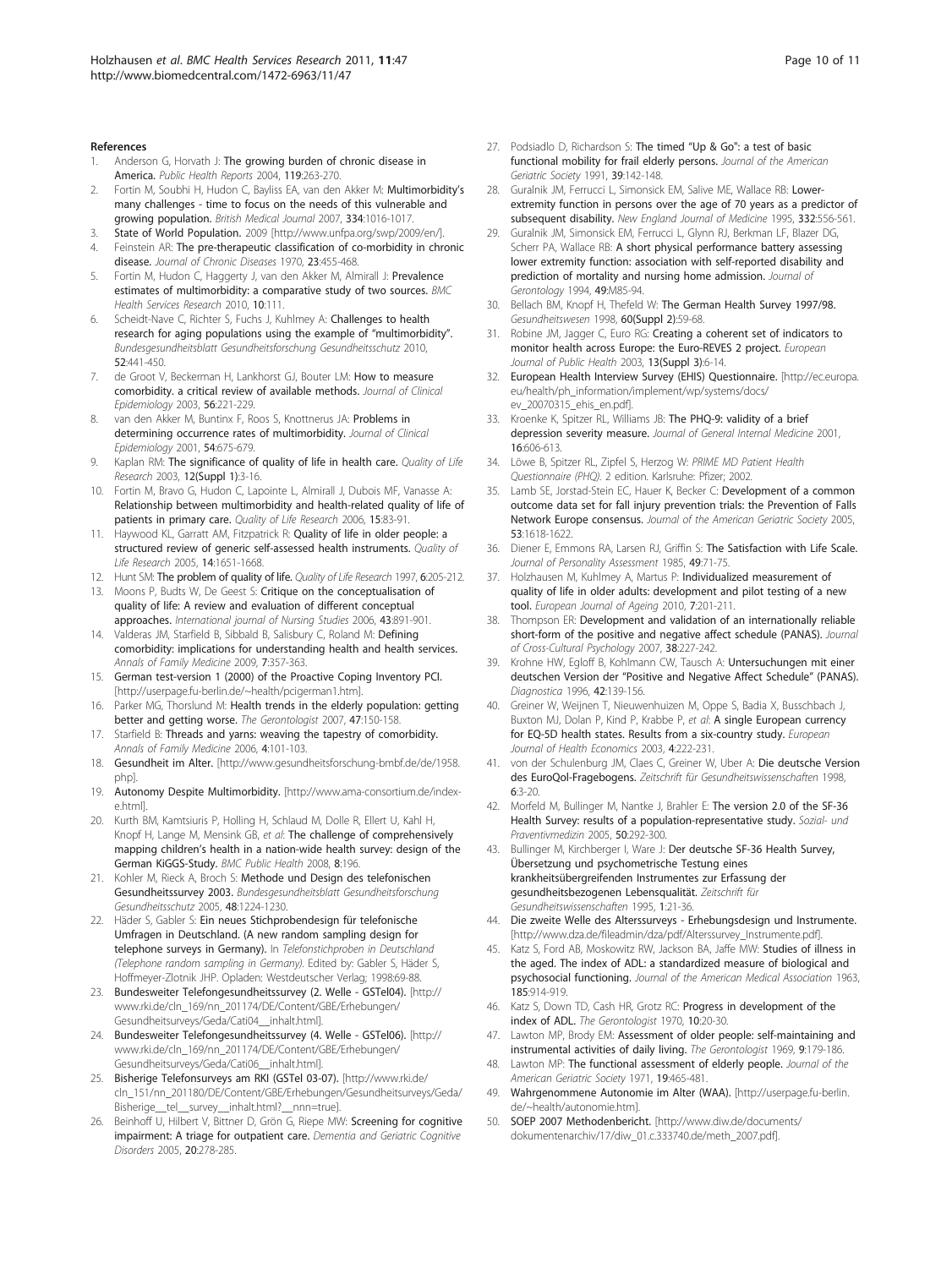## References

1. Anderson G, Horvath J: **The growing burden of chronic disease in America.** *Public Health Reports* 2004, **119**:263-270.
2. Fortin M, Soubhi H, Hudon C, Bayliss EA, van den Akker M: **Multimorbidity's many challenges - time to focus on the needs of this vulnerable and growing population.** *British Medical Journal* 2007, **334**:1016-1017.
3. **State of World Population.** 2009 [http://www.unfpa.org/swp/2009/en/].
4. Feinstein AR: **The pre-therapeutic classification of co-morbidity in chronic disease.** *Journal of Chronic Diseases* 1970, **23**:455-468.
5. Fortin M, Hudon C, Haggerty J, van den Akker M, Almirall J: **Prevalence estimates of multimorbidity: a comparative study of two sources.** *BMC Health Services Research* 2010, **10**:111.
6. Scheidt-Nave C, Richter S, Fuchs J, Kuhlmey A: **Challenges to health research for aging populations using the example of "multimorbidity".** *Bundesgesundheitsblatt Gesundheitsforschung Gesundheitsschutz* 2010, **52**:441-450.
7. de Groot V, Beckerman H, Lankhorst GJ, Bouter LM: **How to measure comorbidity. a critical review of available methods.** *Journal of Clinical Epidemiology* 2003, **56**:221-229.
8. van den Akker M, Buntinx F, Roos S, Knottnerus JA: **Problems in determining occurrence rates of multimorbidity.** *Journal of Clinical Epidemiology* 2001, **54**:675-679.
9. Kaplan RM: **The significance of quality of life in health care.** *Quality of Life Research* 2003, **12(Suppl 1)**:3-16.
10. Fortin M, Bravo G, Hudon C, Lapointe L, Almirall J, Dubois MF, Vanasse A: **Relationship between multimorbidity and health-related quality of life of patients in primary care.** *Quality of Life Research* 2006, **15**:83-91.
11. Haywood KL, Garratt AM, Fitzpatrick R: **Quality of life in older people: a structured review of generic self-assessed health instruments.** *Quality of Life Research* 2005, **14**:1651-1668.
12. Hunt SM: **The problem of quality of life.** *Quality of Life Research* 1997, **6**:205-212.
13. Moons P, Budts W, De Geest S: **Critique on the conceptualisation of quality of life: A review and evaluation of different conceptual approaches.** *International journal of Nursing Studies* 2006, **43**:891-901.
14. Valderas JM, Starfield B, Sibbald B, Salisbury C, Roland M: **Defining comorbidity: implications for understanding health and health services.** *Annals of Family Medicine* 2009, **7**:357-363.
15. **German test-version 1 (2000) of the Proactive Coping Inventory PCI.** [http://userpage.fu-berlin.de/~health/pcigerman1.htm].
16. Parker MG, Thorslund M: **Health trends in the elderly population: getting better and getting worse.** *The Gerontologist* 2007, **47**:150-158.
17. Starfield B: **Threads and yarns: weaving the tapestry of comorbidity.** *Annals of Family Medicine* 2006, **4**:101-103.
18. **Gesundheit im Alter.** [http://www.gesundheitsforschung-bmbf.de/de/1958.php].
19. **Autonomy Despite Multimorbidity.** [http://www.ama-consortium.de/index-e.html].
20. Kurth BM, Kamtsiuris P, Holling H, Schlaud M, Dolle R, Ellert U, Kahl H, Knopf H, Lange M, Mensink GB, *et al*: **The challenge of comprehensively mapping children's health in a nation-wide health survey: design of the German KiGGS-Study.** *BMC Public Health* 2008, **8**:196.
21. Kohler M, Rieck A, Broch S: **Methode und Design des telefonischen Gesundheitssurvey 2003.** *Bundesgesundheitsblatt Gesundheitsforschung Gesundheitsschutz* 2005, **48**:1224-1230.
22. Häder S, Gabler S: **Ein neues Stichprobendesign für telefonische Umfragen in Deutschland. (A new random sampling design for telephone surveys in Germany).** In *Telefonstichproben in Deutschland (Telephone random sampling in Germany).* Edited by: Gabler S, Häder S, Hoffmeyer-Zlotnik JHP. Opladen: Westdeutscher Verlag; 1998:69-88.
23. **Bundesweiter Telefongesundheitssurvey (2. Welle - GSTel04).** [http://www.rki.de/cln_169/nn_201174/DE/Content/GBE/Erhebungen/Gesundheitsurveys/Geda/Cati04__inhalt.html].
24. **Bundesweiter Telefongesundheitssurvey (4. Welle - GSTel06).** [http://www.rki.de/cln_169/nn_201174/DE/Content/GBE/Erhebungen/Gesundheitsurveys/Geda/Cati06__inhalt.html].
25. **Bisherige Telefonsurveys am RKI (GSTel 03-07).** [http://www.rki.de/cln_151/nn_201180/DE/Content/GBE/Erhebungen/Gesundheitsurveys/Geda/Bisherige__tel__survey__inhalt.html?__nnn=true].
26. Beinhoff U, Hilbert V, Bittner D, Grön G, Riepe MW: **Screening for cognitive impairment: A triage for outpatient care.** *Dementia and Geriatric Cognitive Disorders* 2005, **20**:278-285.
27. Podsiadlo D, Richardson S: **The timed "Up & Go": a test of basic functional mobility for frail elderly persons.** *Journal of the American Geriatric Society* 1991, **39**:142-148.
28. Guralnik JM, Ferrucci L, Simonsick EM, Salive ME, Wallace RB: **Lower-extremity function in persons over the age of 70 years as a predictor of subsequent disability.** *New England Journal of Medicine* 1995, **332**:556-561.
29. Guralnik JM, Simonsick EM, Ferrucci L, Glynn RJ, Berkman LF, Blazer DG, Scherr PA, Wallace RB: **A short physical performance battery assessing lower extremity function: association with self-reported disability and prediction of mortality and nursing home admission.** *Journal of Gerontology* 1994, **49**:M85-94.
30. Bellach BM, Knopf H, Thefeld W: **The German Health Survey 1997/98.** *Gesundheitswesen* 1998, **60(Suppl 2)**:59-68.
31. Robine JM, Jagger C, Euro RG: **Creating a coherent set of indicators to monitor health across Europe: the Euro-REVES 2 project.** *European Journal of Public Health* 2003, **13(Suppl 3)**:6-14.
32. **European Health Interview Survey (EHIS) Questionnaire.** [http://ec.europa.eu/health/ph_information/implement/wp/systems/docs/ev_20070315_ehis_en.pdf].
33. Kroenke K, Spitzer RL, Williams JB: **The PHQ-9: validity of a brief depression severity measure.** *Journal of General Internal Medicine* 2001, **16**:606-613.
34. Löwe B, Spitzer RL, Zipfel S, Herzog W: *PRIME MD Patient Health Questionnaire (PHQ).* 2 edition. Karlsruhe: Pfizer; 2002.
35. Lamb SE, Jorstad-Stein EC, Hauer K, Becker C: **Development of a common outcome data set for fall injury prevention trials: the Prevention of Falls Network Europe consensus.** *Journal of the American Geriatric Society* 2005, **53**:1618-1622.
36. Diener E, Emmons RA, Larsen RJ, Griffin S: **The Satisfaction with Life Scale.** *Journal of Personality Assessment* 1985, **49**:71-75.
37. Holzhausen M, Kuhlmey A, Martus P: **Individualized measurement of quality of life in older adults: development and pilot testing of a new tool.** *European Journal of Ageing* 2010, **7**:201-211.
38. Thompson ER: **Development and validation of an internationally reliable short-form of the positive and negative affect schedule (PANAS).** *Journal of Cross-Cultural Psychology* 2007, **38**:227-242.
39. Krohne HW, Egloff B, Kohlmann CW, Tausch A: **Untersuchungen mit einer deutschen Version der "Positive and Negative Affect Schedule" (PANAS).** *Diagnostica* 1996, **42**:139-156.
40. Greiner W, Weijnen T, Nieuwenhuizen M, Oppe S, Badia X, Busschbach J, Buxton MJ, Dolan P, Kind P, Krabbe P, *et al*: **A single European currency for EQ-5D health states. Results from a six-country study.** *European Journal of Health Economics* 2003, **4**:222-231.
41. von der Schulenburg JM, Claes C, Greiner W, Uber A: **Die deutsche Version des EuroQol-Fragebogens.** *Zeitschrift für Gesundheitswissenschaften* 1998, **6**:3-20.
42. Morfeld M, Bullinger M, Nantke J, Brahler E: **The version 2.0 of the SF-36 Health Survey: results of a population-representative study.** *Sozial- und Praventivmedizin* 2005, **50**:292-300.
43. Bullinger M, Kirchberger I, Ware J: **Der deutsche SF-36 Health Survey, Übersetzung und psychometrische Testung eines krankheitsübergreifenden Instrumentes zur Erfassung der gesundheitsbezogenen Lebensqualität.** *Zeitschrift für Gesundheitswissenschaften* 1995, **1**:21-36.
44. **Die zweite Welle des Alterssurveys - Erhebungsdesign und Instrumente.** [http://www.dza.de/fileadmin/dza/pdf/Alterssurvey_Instrumente.pdf].
45. Katz S, Ford AB, Moskowitz RW, Jackson BA, Jaffe MW: **Studies of illness in the aged. The index of ADL: a standardized measure of biological and psychosocial functioning.** *Journal of the American Medical Association* 1963, **185**:914-919.
46. Katz S, Down TD, Cash HR, Grotz RC: **Progress in development of the index of ADL.** *The Gerontologist* 1970, **10**:20-30.
47. Lawton MP, Brody EM: **Assessment of older people: self-maintaining and instrumental activities of daily living.** *The Gerontologist* 1969, **9**:179-186.
48. Lawton MP: **The functional assessment of elderly people.** *Journal of the American Geriatric Society* 1971, **19**:465-481.
49. **Wahrgenommene Autonomie im Alter (WAA).** [http://userpage.fu-berlin.de/~health/autonomie.htm].
50. **SOEP 2007 Methodenbericht.** [http://www.diw.de/documents/dokumentenarchiv/17/diw_01.c.333740.de/meth_2007.pdf].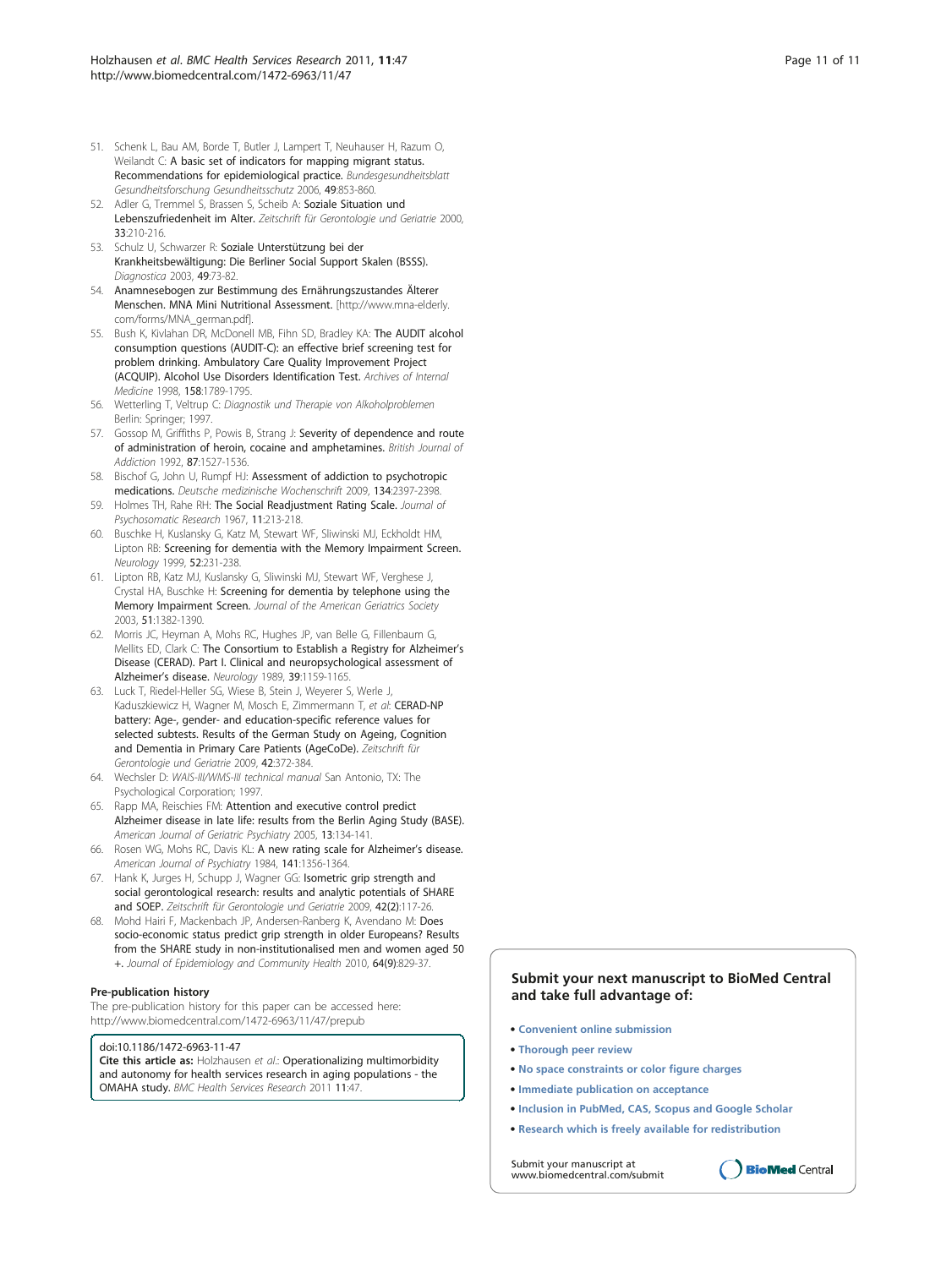51. Schenk L, Bau AM, Borde T, Butler J, Lampert T, Neuhauser H, Razum O, Weilandt C: **A basic set of indicators for mapping migrant status. Recommendations for epidemiological practice.** *Bundesgesundheitsblatt Gesundheitsforschung Gesundheitsschutz* 2006, **49**:853-860.
52. Adler G, Tremmel S, Brassen S, Scheib A: **Soziale Situation und Lebenszufriedenheit im Alter.** *Zeitschrift für Gerontologie und Geriatrie* 2000, **33**:210-216.
53. Schulz U, Schwarzer R: **Soziale Unterstützung bei der Krankheitsbewältigung: Die Berliner Social Support Skalen (BSSS).** *Diagnostica* 2003, **49**:73-82.
54. **Anamnesebogen zur Bestimmung des Ernährungszustandes Älterer Menschen. MNA Mini Nutritional Assessment.** [http://www.mna-elderly.com/forms/MNA_german.pdf].
55. Bush K, Kivlahan DR, McDonell MB, Fihn SD, Bradley KA: **The AUDIT alcohol consumption questions (AUDIT-C): an effective brief screening test for problem drinking. Ambulatory Care Quality Improvement Project (ACQUIP). Alcohol Use Disorders Identification Test.** *Archives of Internal Medicine* 1998, **158**:1789-1795.
56. Wetterling T, Veltrup C: *Diagnostik und Therapie von Alkoholproblemen* Berlin: Springer; 1997.
57. Gossop M, Griffiths P, Powis B, Strang J: **Severity of dependence and route of administration of heroin, cocaine and amphetamines.** *British Journal of Addiction* 1992, **87**:1527-1536.
58. Bischof G, John U, Rumpf HJ: **Assessment of addiction to psychotropic medications.** *Deutsche medizinische Wochenschrift* 2009, **134**:2397-2398.
59. Holmes TH, Rahe RH: **The Social Readjustment Rating Scale.** *Journal of Psychosomatic Research* 1967, **11**:213-218.
60. Buschke H, Kuslansky G, Katz M, Stewart WF, Sliwinski MJ, Eckholdt HM, Lipton RB: **Screening for dementia with the Memory Impairment Screen.** *Neurology* 1999, **52**:231-238.
61. Lipton RB, Katz MJ, Kuslansky G, Sliwinski MJ, Stewart WF, Verghese J, Crystal HA, Buschke H: **Screening for dementia by telephone using the Memory Impairment Screen.** *Journal of the American Geriatrics Society* 2003, **51**:1382-1390.
62. Morris JC, Heyman A, Mohs RC, Hughes JP, van Belle G, Fillenbaum G, Mellits ED, Clark C: **The Consortium to Establish a Registry for Alzheimer's Disease (CERAD). Part I. Clinical and neuropsychological assessment of Alzheimer's disease.** *Neurology* 1989, **39**:1159-1165.
63. Luck T, Riedel-Heller SG, Wiese B, Stein J, Weyerer S, Werle J, Kaduszkiewicz H, Wagner M, Mosch E, Zimmermann T, *et al*: **CERAD-NP battery: Age-, gender- and education-specific reference values for selected subtests. Results of the German Study on Ageing, Cognition and Dementia in Primary Care Patients (AgeCoDe).** *Zeitschrift für Gerontologie und Geriatrie* 2009, **42**:372-384.
64. Wechsler D: *WAIS-III/WMS-III technical manual* San Antonio, TX: The Psychological Corporation; 1997.
65. Rapp MA, Reischies FM: **Attention and executive control predict Alzheimer disease in late life: results from the Berlin Aging Study (BASE).** *American Journal of Geriatric Psychiatry* 2005, **13**:134-141.
66. Rosen WG, Mohs RC, Davis KL: **A new rating scale for Alzheimer's disease.** *American Journal of Psychiatry* 1984, **141**:1356-1364.
67. Hank K, Jurges H, Schupp J, Wagner GG: **Isometric grip strength and social gerontological research: results and analytic potentials of SHARE and SOEP.** *Zeitschrift für Gerontologie und Geriatrie* 2009, **42(2)**:117-26.
68. Mohd Hairi F, Mackenbach JP, Andersen-Ranberg K, Avendano M: **Does socio-economic status predict grip strength in older Europeans? Results from the SHARE study in non-institutionalised men and women aged 50 +.** *Journal of Epidemiology and Community Health* 2010, **64(9)**:829-37.

### Pre-publication history

The pre-publication history for this paper can be accessed here: http://www.biomedcentral.com/1472-6963/11/47/prepub

doi:10.1186/1472-6963-11-47

**Cite this article as:** Holzhausen *et al.*: Operationalizing multimorbidity and autonomy for health services research in aging populations - the OMAHA study. *BMC Health Services Research* 2011 11:47.

**Submit your next manuscript to BioMed Central and take full advantage of:**

- Convenient online submission
- Thorough peer review
- No space constraints or color figure charges
- Immediate publication on acceptance
- Inclusion in PubMed, CAS, Scopus and Google Scholar
- Research which is freely available for redistribution

Submit your manuscript at www.biomedcentral.com/submit

BioMed Central